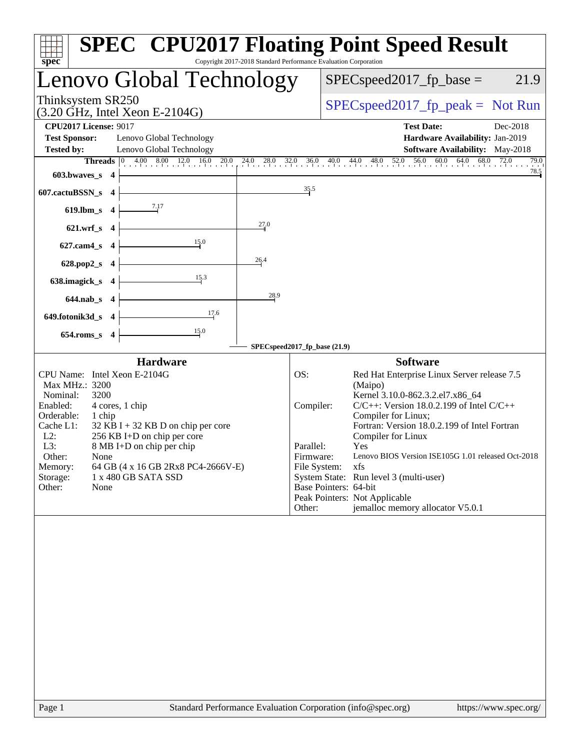# SPEC CPU2017 Floating Point Speed Result

Copyright 2017-2018 Standard Performance Evaluation Corporation

## Lenovo Global Technology

Thinksystem SR250
(3.20 GHz, Intel Xeon E-2104G)

SPECspeed2017_fp_base = 21.9

SPECspeed2017_fp_peak = Not Run

**CPU2017 License:** 9017
**Test Sponsor:** Lenovo Global Technology
**Tested by:** Lenovo Global Technology
**Test Date:** Dec-2018
**Hardware Availability:** Jan-2019
**Software Availability:** May-2018

Threads 0 4.00 8.00 12.0 16.0 20.0 24.0 28.0 32.0 36.0 40.0 44.0 48.0 52.0 56.0 60.0 64.0 68.0 72.0 79.0

603.bwaves_s 4 78.5
607.cactuBSSN_s 4 35.5
619.lbm_s 4 7.17
621.wrf_s 4 27.0
627.cam4_s 4 15.0
628.pop2_s 4 26.4
638.imagick_s 4 15.3
644.nab_s 4 28.9
649.fotonik3d_s 4 17.6
654.roms_s 4 15.0

SPECspeed2017_fp_base (21.9)

### Hardware

| | |
|---|---|
| CPU Name: | Intel Xeon E-2104G |
| Max MHz.: | 3200 |
| Nominal: | 3200 |
| Enabled: | 4 cores, 1 chip |
| Orderable: | 1 chip |
| Cache L1: | 32 KB I + 32 KB D on chip per core |
| L2: | 256 KB I+D on chip per core |
| L3: | 8 MB I+D on chip per chip |
| Other: | None |
| Memory: | 64 GB (4 x 16 GB 2Rx8 PC4-2666V-E) |
| Storage: | 1 x 480 GB SATA SSD |
| Other: | None |

### Software

| | |
|---|---|
| OS: | Red Hat Enterprise Linux Server release 7.5 (Maipo) Kernel 3.10.0-862.3.2.el7.x86_64 |
| Compiler: | C/C++: Version 18.0.2.199 of Intel C/C++ Compiler for Linux; Fortran: Version 18.0.2.199 of Intel Fortran Compiler for Linux |
| Parallel: | Yes |
| Firmware: | Lenovo BIOS Version ISE105G 1.01 released Oct-2018 |
| File System: | xfs |
| System State: | Run level 3 (multi-user) |
| Base Pointers: | 64-bit |
| Peak Pointers: | Not Applicable |
| Other: | jemalloc memory allocator V5.0.1 |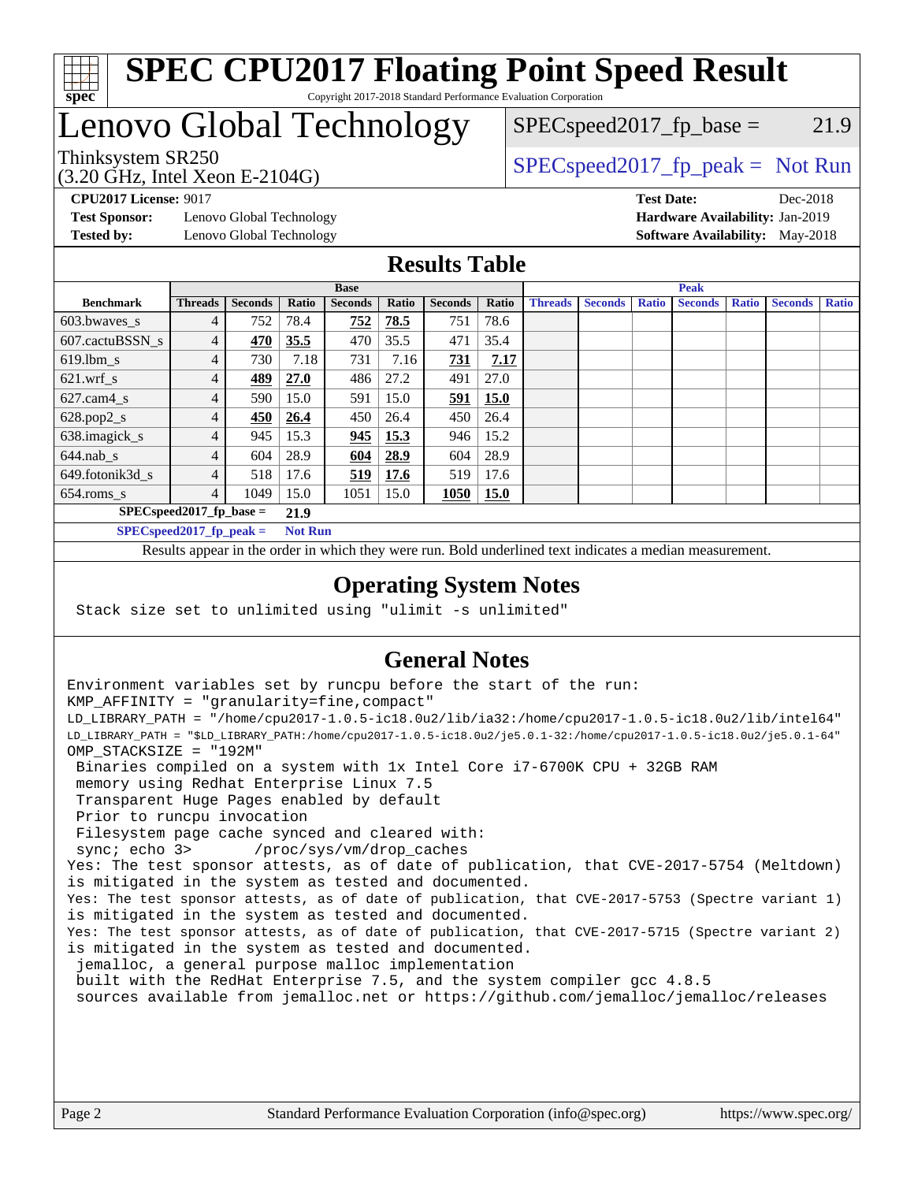# SPEC CPU2017 Floating Point Speed Result

Copyright 2017-2018 Standard Performance Evaluation Corporation

# Lenovo Global Technology

Thinksystem SR250
(3.20 GHz, Intel Xeon E-2104G)

SPECspeed2017_fp_base = 21.9

SPECspeed2017_fp_peak = Not Run

**CPU2017 License:** 9017
**Test Sponsor:** Lenovo Global Technology
**Tested by:** Lenovo Global Technology

**Test Date:** Dec-2018
**Hardware Availability:** Jan-2019
**Software Availability:** May-2018

## Results Table

| | Base | | | | | | | Peak | | | | | | |
|---|---|---|---|---|---|---|---|---|---|---|---|---|---|---|
| **Benchmark** | **Threads** | **Seconds** | **Ratio** | **Seconds** | **Ratio** | **Seconds** | **Ratio** | **Threads** | **Seconds** | **Ratio** | **Seconds** | **Ratio** | **Seconds** | **Ratio** |
| 603.bwaves_s | 4 | 752 | 78.4 | **752** | **78.5** | 751 | 78.6 | | | | | | | |
| 607.cactuBSSN_s | 4 | **470** | **35.5** | 470 | 35.5 | 471 | 35.4 | | | | | | | |
| 619.lbm_s | 4 | 730 | 7.18 | 731 | 7.16 | **731** | **7.17** | | | | | | | |
| 621.wrf_s | 4 | **489** | **27.0** | 486 | 27.2 | 491 | 27.0 | | | | | | | |
| 627.cam4_s | 4 | 590 | 15.0 | 591 | 15.0 | **591** | **15.0** | | | | | | | |
| 628.pop2_s | 4 | **450** | **26.4** | 450 | 26.4 | 450 | 26.4 | | | | | | | |
| 638.imagick_s | 4 | 945 | 15.3 | **945** | **15.3** | 946 | 15.2 | | | | | | | |
| 644.nab_s | 4 | 604 | 28.9 | **604** | **28.9** | 604 | 28.9 | | | | | | | |
| 649.fotonik3d_s | 4 | 518 | 17.6 | **519** | **17.6** | 519 | 17.6 | | | | | | | |
| 654.roms_s | 4 | 1049 | 15.0 | 1051 | 15.0 | **1050** | **15.0** | | | | | | | |

**SPECspeed2017_fp_base = 21.9**

**SPECspeed2017_fp_peak = Not Run**

Results appear in the order in which they were run. Bold underlined text indicates a median measurement.

## Operating System Notes

```
Stack size set to unlimited using "ulimit -s unlimited"
```

## General Notes

```
Environment variables set by runcpu before the start of the run:
KMP_AFFINITY = "granularity=fine,compact"
LD_LIBRARY_PATH = "/home/cpu2017-1.0.5-ic18.0u2/lib/ia32:/home/cpu2017-1.0.5-ic18.0u2/lib/intel64"
LD_LIBRARY_PATH = "$LD_LIBRARY_PATH:/home/cpu2017-1.0.5-ic18.0u2/je5.0.1-32:/home/cpu2017-1.0.5-ic18.0u2/je5.0.1-64"
OMP_STACKSIZE = "192M"
 Binaries compiled on a system with 1x Intel Core i7-6700K CPU + 32GB RAM
 memory using Redhat Enterprise Linux 7.5
 Transparent Huge Pages enabled by default
 Prior to runcpu invocation
 Filesystem page cache synced and cleared with:
 sync; echo 3>       /proc/sys/vm/drop_caches
Yes: The test sponsor attests, as of date of publication, that CVE-2017-5754 (Meltdown)
is mitigated in the system as tested and documented.
Yes: The test sponsor attests, as of date of publication, that CVE-2017-5753 (Spectre variant 1)
is mitigated in the system as tested and documented.
Yes: The test sponsor attests, as of date of publication, that CVE-2017-5715 (Spectre variant 2)
is mitigated in the system as tested and documented.
 jemalloc, a general purpose malloc implementation
 built with the RedHat Enterprise 7.5, and the system compiler gcc 4.8.5
 sources available from jemalloc.net or https://github.com/jemalloc/jemalloc/releases
```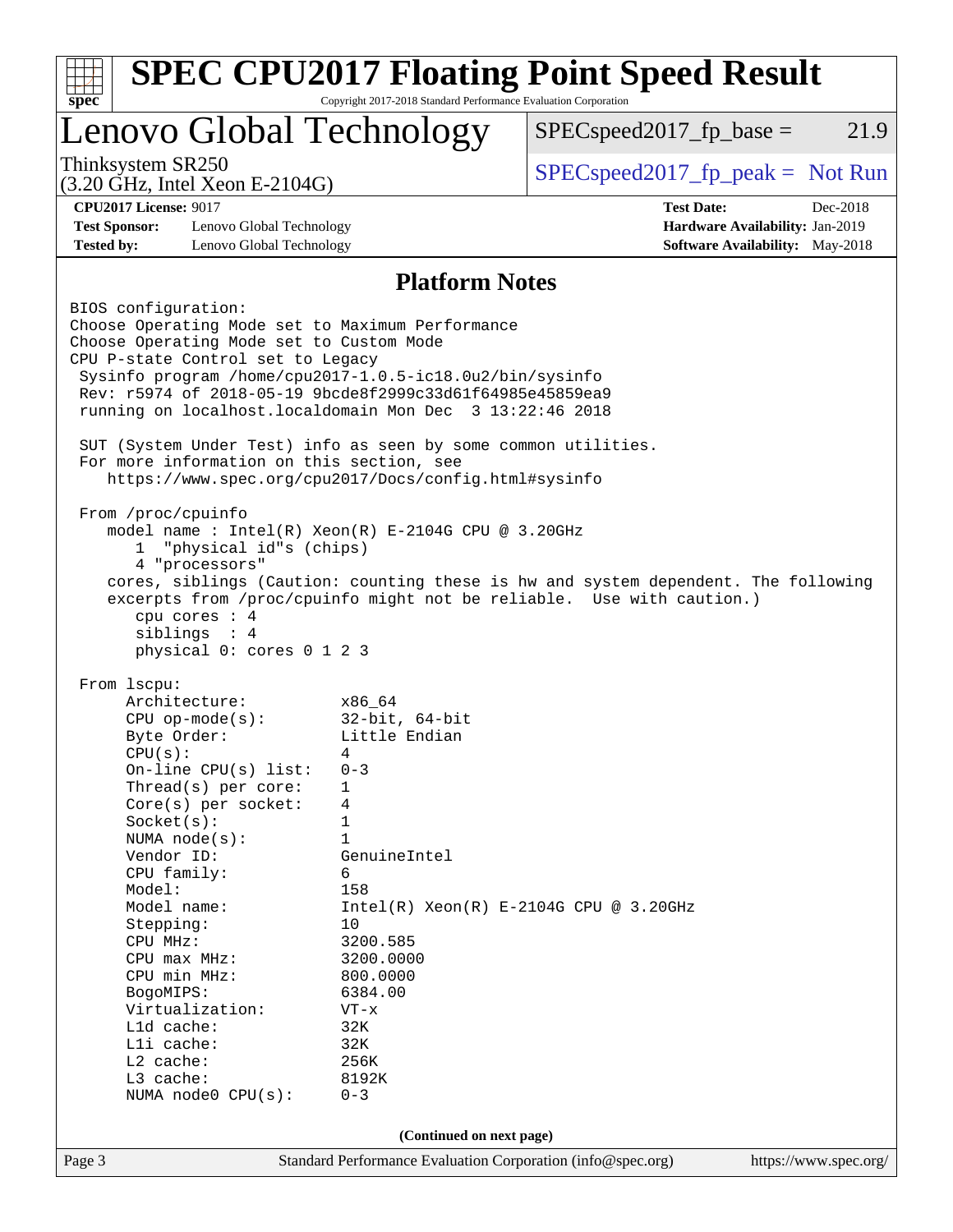# SPEC CPU2017 Floating Point Speed Result

Copyright 2017-2018 Standard Performance Evaluation Corporation

## Lenovo Global Technology

Thinksystem SR250
(3.20 GHz, Intel Xeon E-2104G)

SPECspeed2017_fp_base = 21.9

SPECspeed2017_fp_peak = Not Run

**CPU2017 License:** 9017
**Test Sponsor:** Lenovo Global Technology
**Tested by:** Lenovo Global Technology

**Test Date:** Dec-2018
**Hardware Availability:** Jan-2019
**Software Availability:** May-2018

### Platform Notes

```
BIOS configuration:
Choose Operating Mode set to Maximum Performance
Choose Operating Mode set to Custom Mode
CPU P-state Control set to Legacy
 Sysinfo program /home/cpu2017-1.0.5-ic18.0u2/bin/sysinfo
 Rev: r5974 of 2018-05-19 9bcde8f2999c33d61f64985e45859ea9
 running on localhost.localdomain Mon Dec  3 13:22:46 2018

 SUT (System Under Test) info as seen by some common utilities.
 For more information on this section, see
    https://www.spec.org/cpu2017/Docs/config.html#sysinfo

 From /proc/cpuinfo
    model name : Intel(R) Xeon(R) E-2104G CPU @ 3.20GHz
       1  "physical id"s (chips)
       4 "processors"
    cores, siblings (Caution: counting these is hw and system dependent. The following
    excerpts from /proc/cpuinfo might not be reliable.  Use with caution.)
       cpu cores : 4
       siblings  : 4
       physical 0: cores 0 1 2 3

 From lscpu:
      Architecture:          x86_64
      CPU op-mode(s):        32-bit, 64-bit
      Byte Order:            Little Endian
      CPU(s):                4
      On-line CPU(s) list:   0-3
      Thread(s) per core:    1
      Core(s) per socket:    4
      Socket(s):             1
      NUMA node(s):          1
      Vendor ID:             GenuineIntel
      CPU family:            6
      Model:                 158
      Model name:            Intel(R) Xeon(R) E-2104G CPU @ 3.20GHz
      Stepping:              10
      CPU MHz:               3200.585
      CPU max MHz:           3200.0000
      CPU min MHz:           800.0000
      BogoMIPS:              6384.00
      Virtualization:        VT-x
      L1d cache:             32K
      L1i cache:             32K
      L2 cache:              256K
      L3 cache:              8192K
      NUMA node0 CPU(s):     0-3
```

(Continued on next page)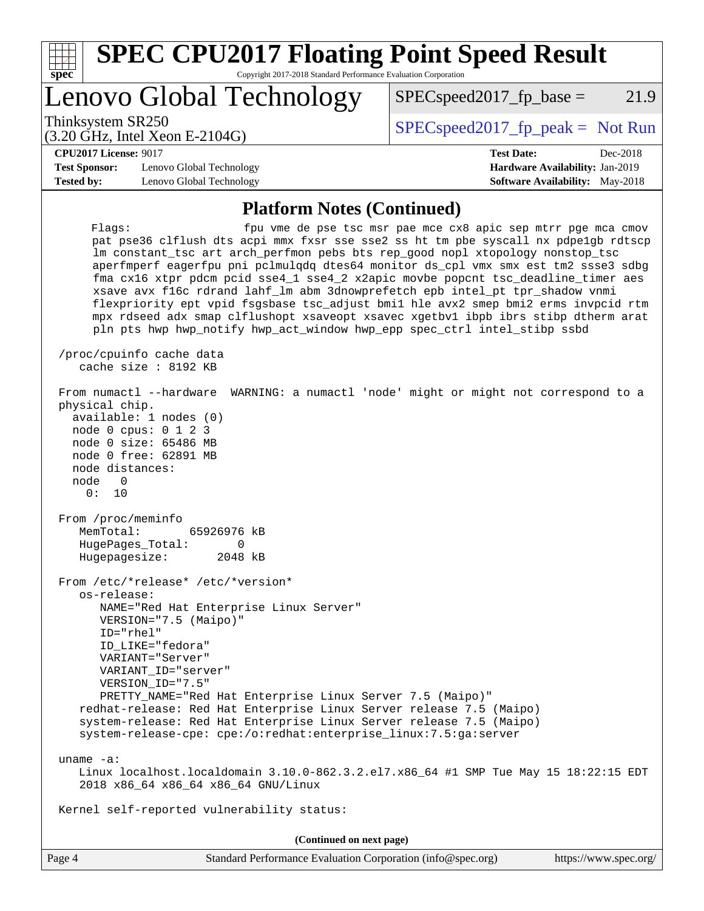# Platform Notes (Continued)

```
     Flags:                 fpu vme de pse tsc msr pae mce cx8 apic sep mtrr pge mca cmov
     pat pse36 clflush dts acpi mmx fxsr sse sse2 ss ht tm pbe syscall nx pdpe1gb rdtscp
     lm constant_tsc art arch_perfmon pebs bts rep_good nopl xtopology nonstop_tsc
     aperfmperf eagerfpu pni pclmulqdq dtes64 monitor ds_cpl vmx smx est tm2 ssse3 sdbg
     fma cx16 xtpr pdcm pcid sse4_1 sse4_2 x2apic movbe popcnt tsc_deadline_timer aes
     xsave avx f16c rdrand lahf_lm abm 3dnowprefetch epb intel_pt tpr_shadow vnmi
     flexpriority ept vpid fsgsbase tsc_adjust bmi1 hle avx2 smep bmi2 erms invpcid rtm
     mpx rdseed adx smap clflushopt xsaveopt xsavec xgetbv1 ibpb ibrs stibp dtherm arat
     pln pts hwp hwp_notify hwp_act_window hwp_epp spec_ctrl intel_stibp ssbd

 /proc/cpuinfo cache data
    cache size : 8192 KB

 From numactl --hardware  WARNING: a numactl 'node' might or might not correspond to a
 physical chip.
   available: 1 nodes (0)
   node 0 cpus: 0 1 2 3
   node 0 size: 65486 MB
   node 0 free: 62891 MB
   node distances:
   node   0
     0:  10

 From /proc/meminfo
    MemTotal:       65926976 kB
    HugePages_Total:       0
    Hugepagesize:       2048 kB

 From /etc/*release* /etc/*version*
    os-release:
       NAME="Red Hat Enterprise Linux Server"
       VERSION="7.5 (Maipo)"
       ID="rhel"
       ID_LIKE="fedora"
       VARIANT="Server"
       VARIANT_ID="server"
       VERSION_ID="7.5"
       PRETTY_NAME="Red Hat Enterprise Linux Server 7.5 (Maipo)"
    redhat-release: Red Hat Enterprise Linux Server release 7.5 (Maipo)
    system-release: Red Hat Enterprise Linux Server release 7.5 (Maipo)
    system-release-cpe: cpe:/o:redhat:enterprise_linux:7.5:ga:server

 uname -a:
    Linux localhost.localdomain 3.10.0-862.3.2.el7.x86_64 #1 SMP Tue May 15 18:22:15 EDT
    2018 x86_64 x86_64 x86_64 GNU/Linux

 Kernel self-reported vulnerability status:
```

(Continued on next page)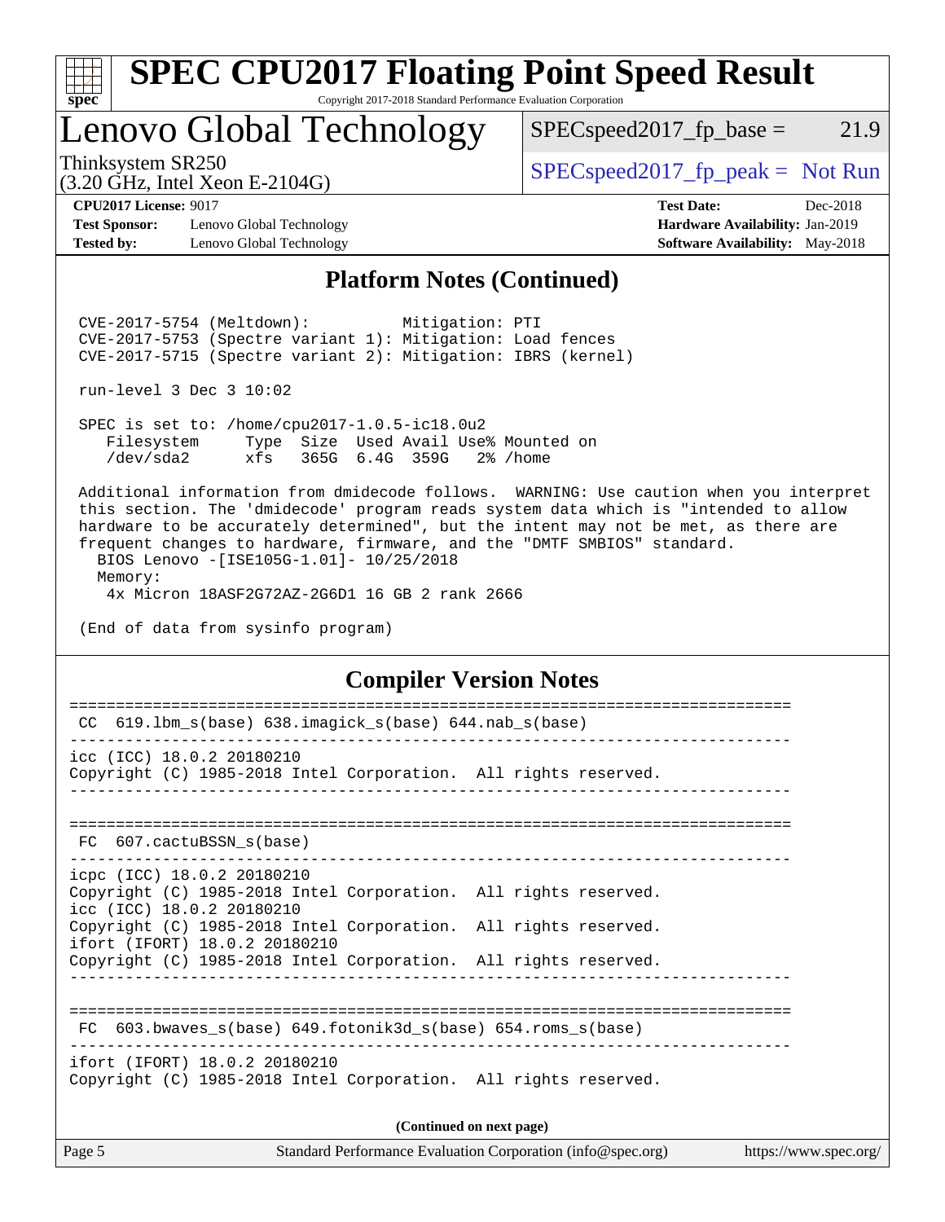## Platform Notes (Continued)

```
CVE-2017-5754 (Meltdown):          Mitigation: PTI
CVE-2017-5753 (Spectre variant 1): Mitigation: Load fences
CVE-2017-5715 (Spectre variant 2): Mitigation: IBRS (kernel)

run-level 3 Dec 3 10:02

SPEC is set to: /home/cpu2017-1.0.5-ic18.0u2
   Filesystem     Type  Size  Used Avail Use% Mounted on
   /dev/sda2      xfs   365G  6.4G  359G   2% /home

Additional information from dmidecode follows.  WARNING: Use caution when you interpret
this section. The 'dmidecode' program reads system data which is "intended to allow
hardware to be accurately determined", but the intent may not be met, as there are
frequent changes to hardware, firmware, and the "DMTF SMBIOS" standard.
  BIOS Lenovo -[ISE105G-1.01]- 10/25/2018
  Memory:
    4x Micron 18ASF2G72AZ-2G6D1 16 GB 2 rank 2666

(End of data from sysinfo program)
```

## Compiler Version Notes

```
==============================================================================
 CC  619.lbm_s(base) 638.imagick_s(base) 644.nab_s(base)
------------------------------------------------------------------------------
icc (ICC) 18.0.2 20180210
Copyright (C) 1985-2018 Intel Corporation.  All rights reserved.
------------------------------------------------------------------------------

==============================================================================
 FC  607.cactuBSSN_s(base)
------------------------------------------------------------------------------
icpc (ICC) 18.0.2 20180210
Copyright (C) 1985-2018 Intel Corporation.  All rights reserved.
icc (ICC) 18.0.2 20180210
Copyright (C) 1985-2018 Intel Corporation.  All rights reserved.
ifort (IFORT) 18.0.2 20180210
Copyright (C) 1985-2018 Intel Corporation.  All rights reserved.
------------------------------------------------------------------------------

==============================================================================
 FC  603.bwaves_s(base) 649.fotonik3d_s(base) 654.roms_s(base)
------------------------------------------------------------------------------
ifort (IFORT) 18.0.2 20180210
Copyright (C) 1985-2018 Intel Corporation.  All rights reserved.
```

**(Continued on next page)**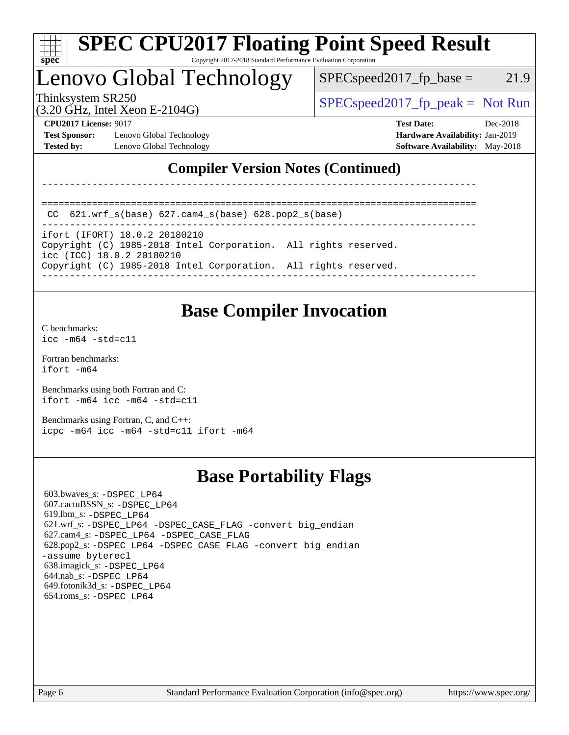# SPEC CPU2017 Floating Point Speed Result

Copyright 2017-2018 Standard Performance Evaluation Corporation

## Lenovo Global Technology

Thinksystem SR250
(3.20 GHz, Intel Xeon E-2104G)

SPECspeed2017_fp_base = 21.9

SPECspeed2017_fp_peak = Not Run

**CPU2017 License:** 9017
**Test Sponsor:** Lenovo Global Technology
**Tested by:** Lenovo Global Technology

**Test Date:** Dec-2018
**Hardware Availability:** Jan-2019
**Software Availability:** May-2018

## Compiler Version Notes (Continued)

```
------------------------------------------------------------------------------

==============================================================================
 CC  621.wrf_s(base) 627.cam4_s(base) 628.pop2_s(base)
------------------------------------------------------------------------------
ifort (IFORT) 18.0.2 20180210
Copyright (C) 1985-2018 Intel Corporation.  All rights reserved.
icc (ICC) 18.0.2 20180210
Copyright (C) 1985-2018 Intel Corporation.  All rights reserved.
------------------------------------------------------------------------------
```

## Base Compiler Invocation

C benchmarks:
`icc -m64 -std=c11`

Fortran benchmarks:
`ifort -m64`

Benchmarks using both Fortran and C:
`ifort -m64 icc -m64 -std=c11`

Benchmarks using Fortran, C, and C++:
`icpc -m64 icc -m64 -std=c11 ifort -m64`

## Base Portability Flags

603.bwaves_s: `-DSPEC_LP64`
607.cactuBSSN_s: `-DSPEC_LP64`
619.lbm_s: `-DSPEC_LP64`
621.wrf_s: `-DSPEC_LP64 -DSPEC_CASE_FLAG -convert big_endian`
627.cam4_s: `-DSPEC_LP64 -DSPEC_CASE_FLAG`
628.pop2_s: `-DSPEC_LP64 -DSPEC_CASE_FLAG -convert big_endian -assume byterecl`
638.imagick_s: `-DSPEC_LP64`
644.nab_s: `-DSPEC_LP64`
649.fotonik3d_s: `-DSPEC_LP64`
654.roms_s: `-DSPEC_LP64`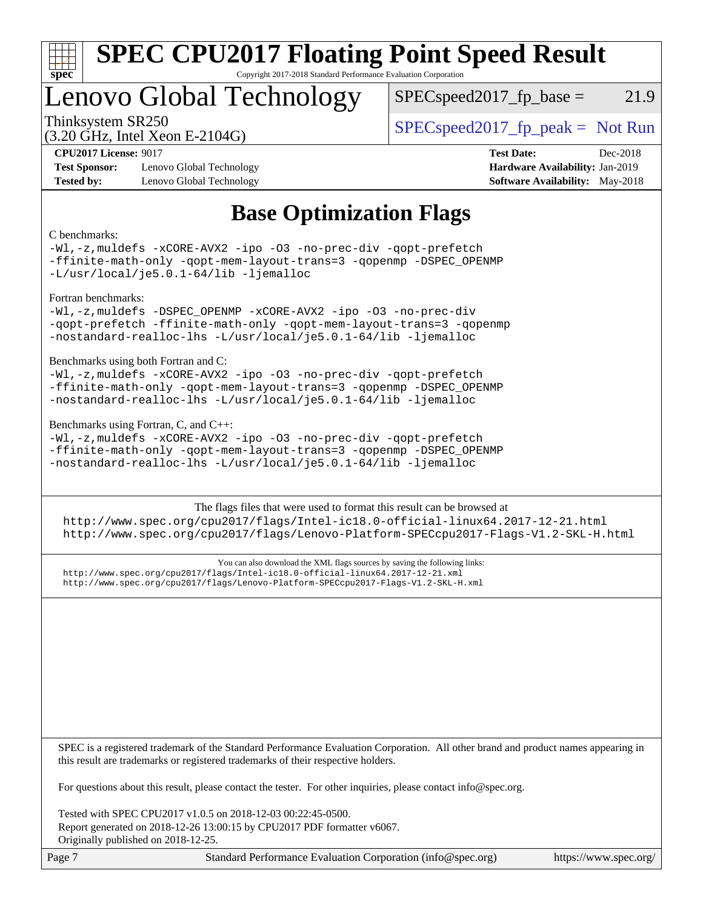# Base Optimization Flags

C benchmarks:

```
-Wl,-z,muldefs -xCORE-AVX2 -ipo -O3 -no-prec-div -qopt-prefetch
-ffinite-math-only -qopt-mem-layout-trans=3 -qopenmp -DSPEC_OPENMP
-L/usr/local/je5.0.1-64/lib -ljemalloc
```

Fortran benchmarks:

```
-Wl,-z,muldefs -DSPEC_OPENMP -xCORE-AVX2 -ipo -O3 -no-prec-div
-qopt-prefetch -ffinite-math-only -qopt-mem-layout-trans=3 -qopenmp
-nostandard-realloc-lhs -L/usr/local/je5.0.1-64/lib -ljemalloc
```

Benchmarks using both Fortran and C:

```
-Wl,-z,muldefs -xCORE-AVX2 -ipo -O3 -no-prec-div -qopt-prefetch
-ffinite-math-only -qopt-mem-layout-trans=3 -qopenmp -DSPEC_OPENMP
-nostandard-realloc-lhs -L/usr/local/je5.0.1-64/lib -ljemalloc
```

Benchmarks using Fortran, C, and C++:

```
-Wl,-z,muldefs -xCORE-AVX2 -ipo -O3 -no-prec-div -qopt-prefetch
-ffinite-math-only -qopt-mem-layout-trans=3 -qopenmp -DSPEC_OPENMP
-nostandard-realloc-lhs -L/usr/local/je5.0.1-64/lib -ljemalloc
```

The flags files that were used to format this result can be browsed at

http://www.spec.org/cpu2017/flags/Intel-ic18.0-official-linux64.2017-12-21.html
http://www.spec.org/cpu2017/flags/Lenovo-Platform-SPECcpu2017-Flags-V1.2-SKL-H.html

You can also download the XML flags sources by saving the following links:

http://www.spec.org/cpu2017/flags/Intel-ic18.0-official-linux64.2017-12-21.xml
http://www.spec.org/cpu2017/flags/Lenovo-Platform-SPECcpu2017-Flags-V1.2-SKL-H.xml

SPEC is a registered trademark of the Standard Performance Evaluation Corporation. All other brand and product names appearing in this result are trademarks or registered trademarks of their respective holders.

For questions about this result, please contact the tester. For other inquiries, please contact info@spec.org.

Tested with SPEC CPU2017 v1.0.5 on 2018-12-03 00:22:45-0500.
Report generated on 2018-12-26 13:00:15 by CPU2017 PDF formatter v6067.
Originally published on 2018-12-25.